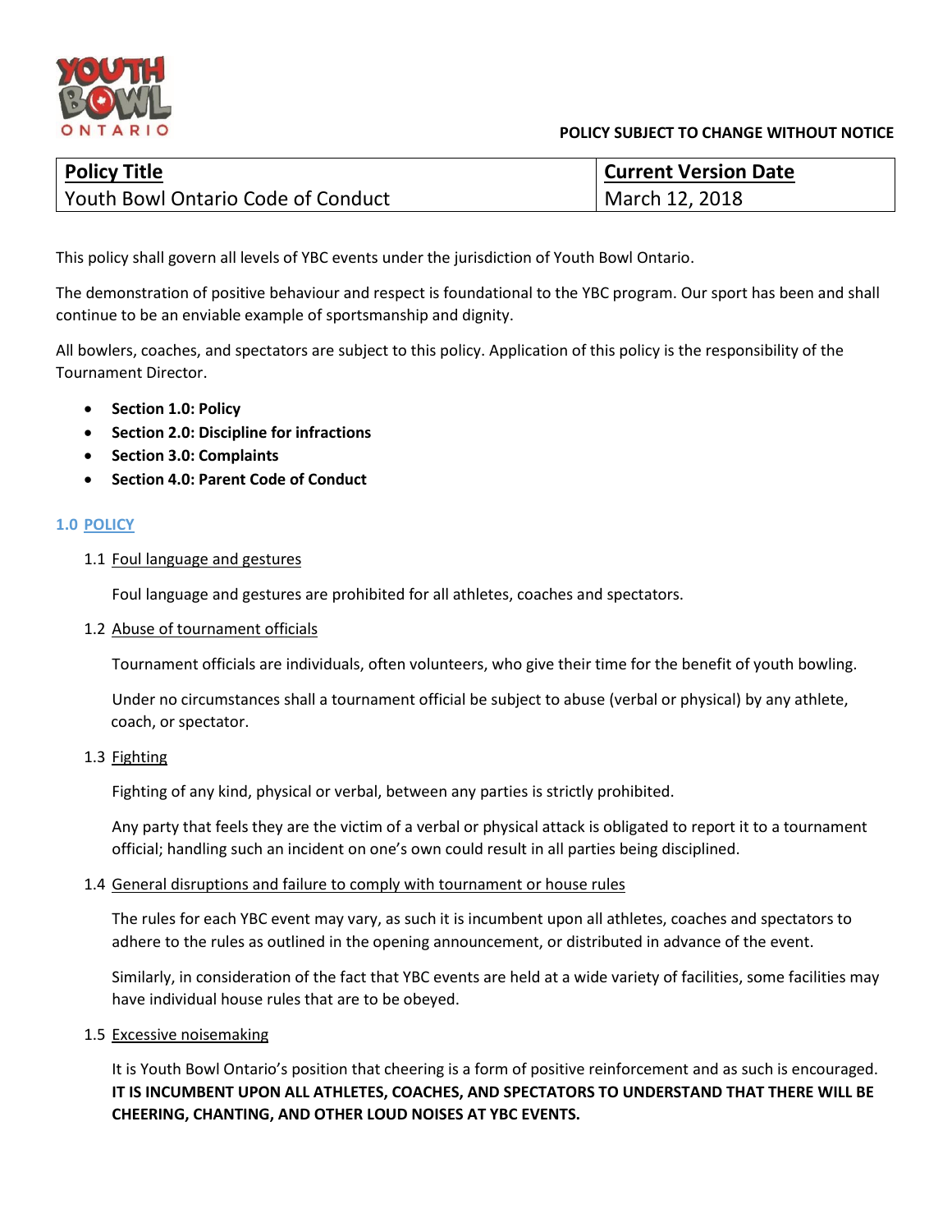POLICY SUBJECT TO CHANGE WITHOUT NOTICE

| Policy Title | Current Version Date |
|---|---|
| Youth Bowl Ontario Code of Conduct | March 12, 2018 |

This policy shall govern all levels of YBC events under the jurisdiction of Youth Bowl Ontario.

The demonstration of positive behaviour and respect is foundational to the YBC program. Our sport has been and shall continue to be an enviable example of sportsmanship and dignity.

All bowlers, coaches, and spectators are subject to this policy. Application of this policy is the responsibility of the Tournament Director.

- **Section 1.0: Policy**
- **Section 2.0: Discipline for infractions**
- **Section 3.0: Complaints**
- **Section 4.0: Parent Code of Conduct**

## 1.0 POLICY

### 1.1 Foul language and gestures

Foul language and gestures are prohibited for all athletes, coaches and spectators.

### 1.2 Abuse of tournament officials

Tournament officials are individuals, often volunteers, who give their time for the benefit of youth bowling.

Under no circumstances shall a tournament official be subject to abuse (verbal or physical) by any athlete, coach, or spectator.

### 1.3 Fighting

Fighting of any kind, physical or verbal, between any parties is strictly prohibited.

Any party that feels they are the victim of a verbal or physical attack is obligated to report it to a tournament official; handling such an incident on one's own could result in all parties being disciplined.

### 1.4 General disruptions and failure to comply with tournament or house rules

The rules for each YBC event may vary, as such it is incumbent upon all athletes, coaches and spectators to adhere to the rules as outlined in the opening announcement, or distributed in advance of the event.

Similarly, in consideration of the fact that YBC events are held at a wide variety of facilities, some facilities may have individual house rules that are to be obeyed.

### 1.5 Excessive noisemaking

It is Youth Bowl Ontario's position that cheering is a form of positive reinforcement and as such is encouraged. **IT IS INCUMBENT UPON ALL ATHLETES, COACHES, AND SPECTATORS TO UNDERSTAND THAT THERE WILL BE CHEERING, CHANTING, AND OTHER LOUD NOISES AT YBC EVENTS.**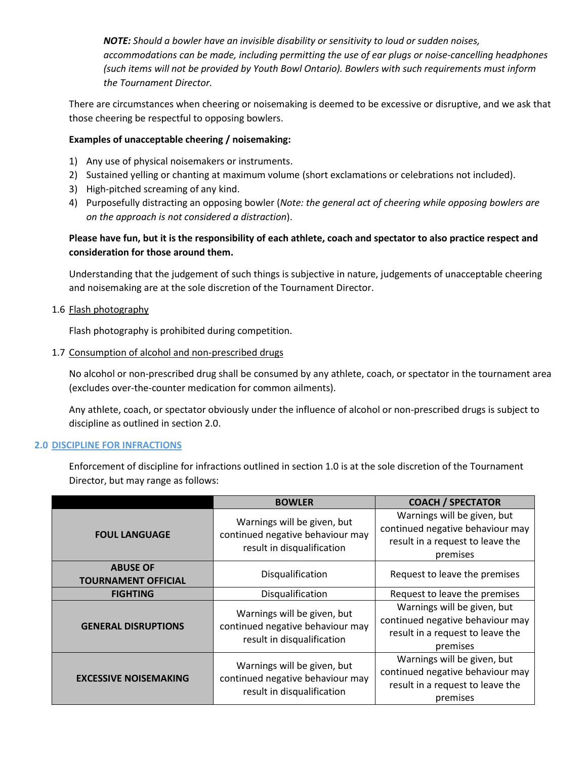***NOTE:*** *Should a bowler have an invisible disability or sensitivity to loud or sudden noises, accommodations can be made, including permitting the use of ear plugs or noise-cancelling headphones (such items will not be provided by Youth Bowl Ontario). Bowlers with such requirements must inform the Tournament Director.*

There are circumstances when cheering or noisemaking is deemed to be excessive or disruptive, and we ask that those cheering be respectful to opposing bowlers.

**Examples of unacceptable cheering / noisemaking:**

1) Any use of physical noisemakers or instruments.
2) Sustained yelling or chanting at maximum volume (short exclamations or celebrations not included).
3) High-pitched screaming of any kind.
4) Purposefully distracting an opposing bowler (*Note: the general act of cheering while opposing bowlers are on the approach is not considered a distraction*).

**Please have fun, but it is the responsibility of each athlete, coach and spectator to also practice respect and consideration for those around them.**

Understanding that the judgement of such things is subjective in nature, judgements of unacceptable cheering and noisemaking are at the sole discretion of the Tournament Director.

1.6 Flash photography

Flash photography is prohibited during competition.

1.7 Consumption of alcohol and non-prescribed drugs

No alcohol or non-prescribed drug shall be consumed by any athlete, coach, or spectator in the tournament area (excludes over-the-counter medication for common ailments).

Any athlete, coach, or spectator obviously under the influence of alcohol or non-prescribed drugs is subject to discipline as outlined in section 2.0.

## 2.0 DISCIPLINE FOR INFRACTIONS

Enforcement of discipline for infractions outlined in section 1.0 is at the sole discretion of the Tournament Director, but may range as follows:

| | BOWLER | COACH / SPECTATOR |
|---|---|---|
| **FOUL LANGUAGE** | Warnings will be given, but continued negative behaviour may result in disqualification | Warnings will be given, but continued negative behaviour may result in a request to leave the premises |
| **ABUSE OF TOURNAMENT OFFICIAL** | Disqualification | Request to leave the premises |
| **FIGHTING** | Disqualification | Request to leave the premises |
| **GENERAL DISRUPTIONS** | Warnings will be given, but continued negative behaviour may result in disqualification | Warnings will be given, but continued negative behaviour may result in a request to leave the premises |
| **EXCESSIVE NOISEMAKING** | Warnings will be given, but continued negative behaviour may result in disqualification | Warnings will be given, but continued negative behaviour may result in a request to leave the premises |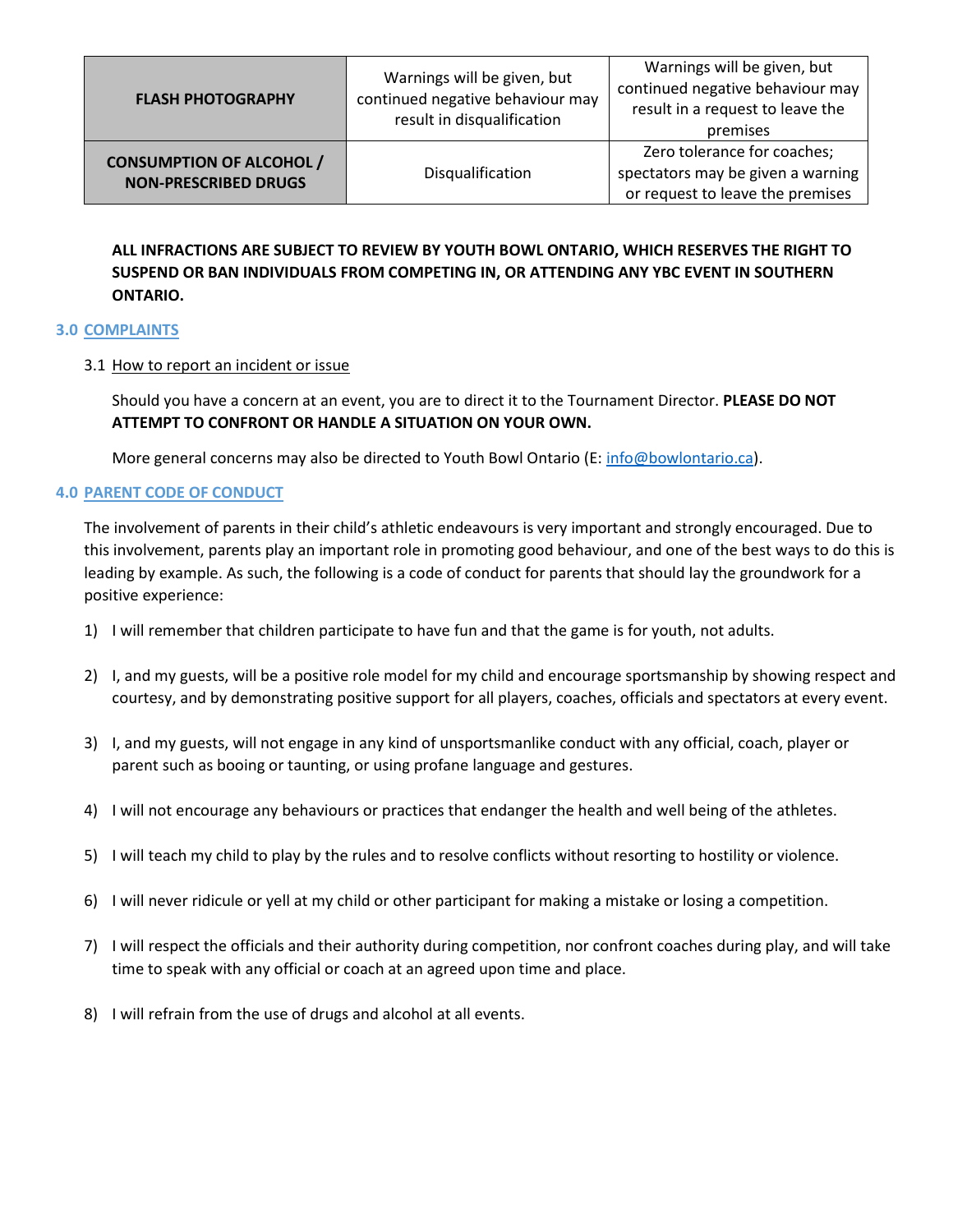| | | |
|---|---|---|
| **FLASH PHOTOGRAPHY** | Warnings will be given, but continued negative behaviour may result in disqualification | Warnings will be given, but continued negative behaviour may result in a request to leave the premises |
| **CONSUMPTION OF ALCOHOL / NON-PRESCRIBED DRUGS** | Disqualification | Zero tolerance for coaches; spectators may be given a warning or request to leave the premises |

**ALL INFRACTIONS ARE SUBJECT TO REVIEW BY YOUTH BOWL ONTARIO, WHICH RESERVES THE RIGHT TO SUSPEND OR BAN INDIVIDUALS FROM COMPETING IN, OR ATTENDING ANY YBC EVENT IN SOUTHERN ONTARIO.**

## 3.0 COMPLAINTS

### 3.1 How to report an incident or issue

Should you have a concern at an event, you are to direct it to the Tournament Director. **PLEASE DO NOT ATTEMPT TO CONFRONT OR HANDLE A SITUATION ON YOUR OWN.**

More general concerns may also be directed to Youth Bowl Ontario (E: info@bowlontario.ca).

## 4.0 PARENT CODE OF CONDUCT

The involvement of parents in their child's athletic endeavours is very important and strongly encouraged. Due to this involvement, parents play an important role in promoting good behaviour, and one of the best ways to do this is leading by example. As such, the following is a code of conduct for parents that should lay the groundwork for a positive experience:

1) I will remember that children participate to have fun and that the game is for youth, not adults.

2) I, and my guests, will be a positive role model for my child and encourage sportsmanship by showing respect and courtesy, and by demonstrating positive support for all players, coaches, officials and spectators at every event.

3) I, and my guests, will not engage in any kind of unsportsmanlike conduct with any official, coach, player or parent such as booing or taunting, or using profane language and gestures.

4) I will not encourage any behaviours or practices that endanger the health and well being of the athletes.

5) I will teach my child to play by the rules and to resolve conflicts without resorting to hostility or violence.

6) I will never ridicule or yell at my child or other participant for making a mistake or losing a competition.

7) I will respect the officials and their authority during competition, nor confront coaches during play, and will take time to speak with any official or coach at an agreed upon time and place.

8) I will refrain from the use of drugs and alcohol at all events.